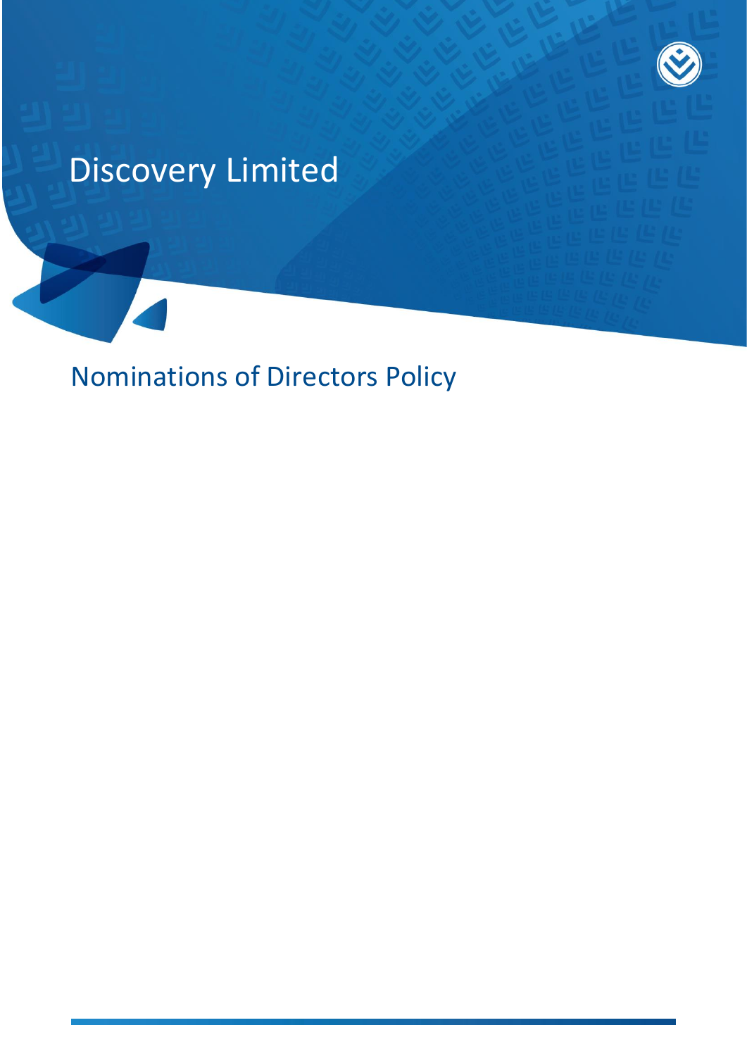# Discovery Limited

## Nominations of Directors Policy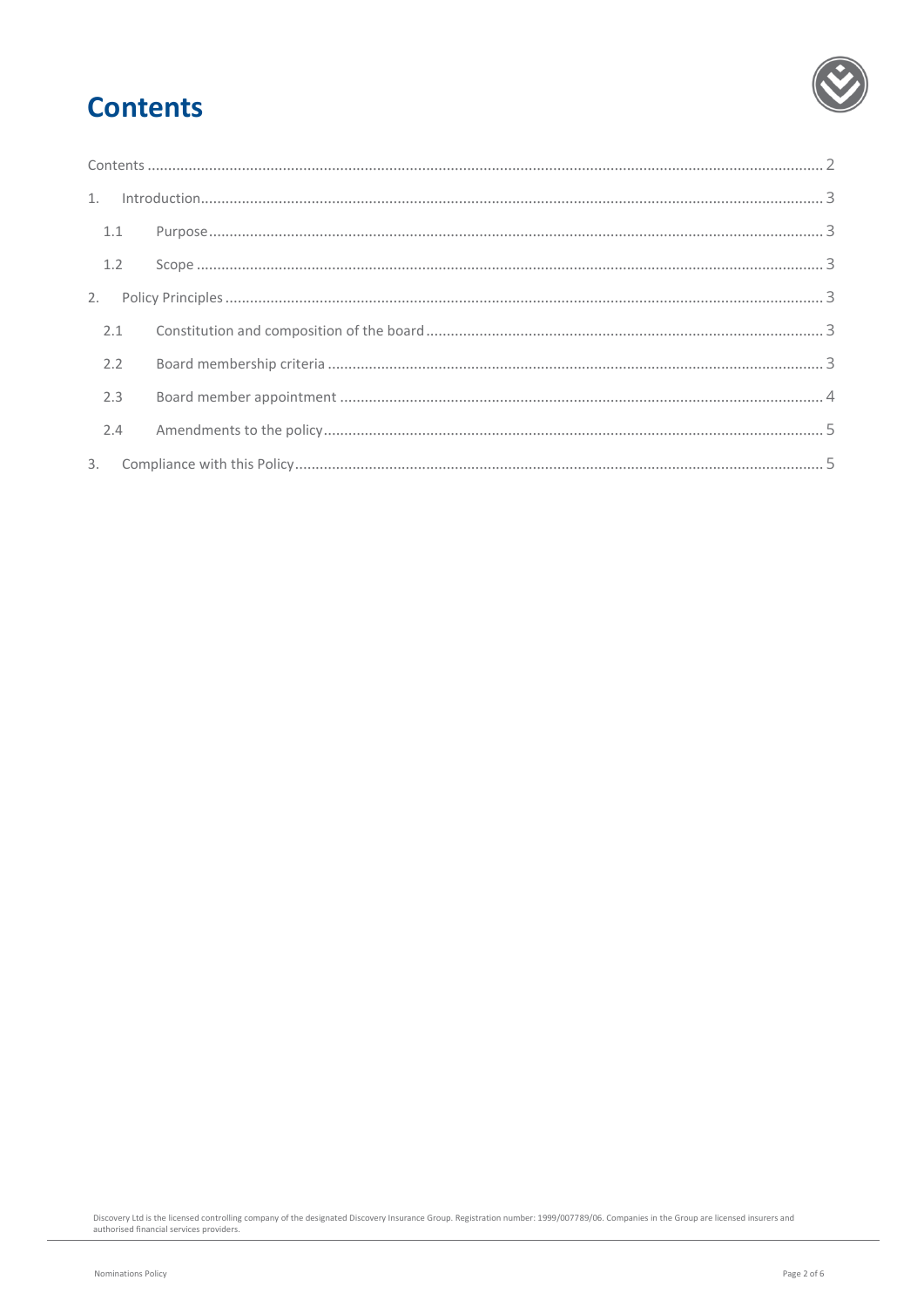# Contents

Contents ..... 2

1. Introduction ..... 3
   - 1.1 Purpose ..... 3
   - 1.2 Scope ..... 3
2. Policy Principles ..... 3
   - 2.1 Constitution and composition of the board ..... 3
   - 2.2 Board membership criteria ..... 3
   - 2.3 Board member appointment ..... 4
   - 2.4 Amendments to the policy ..... 5
3. Compliance with this Policy ..... 5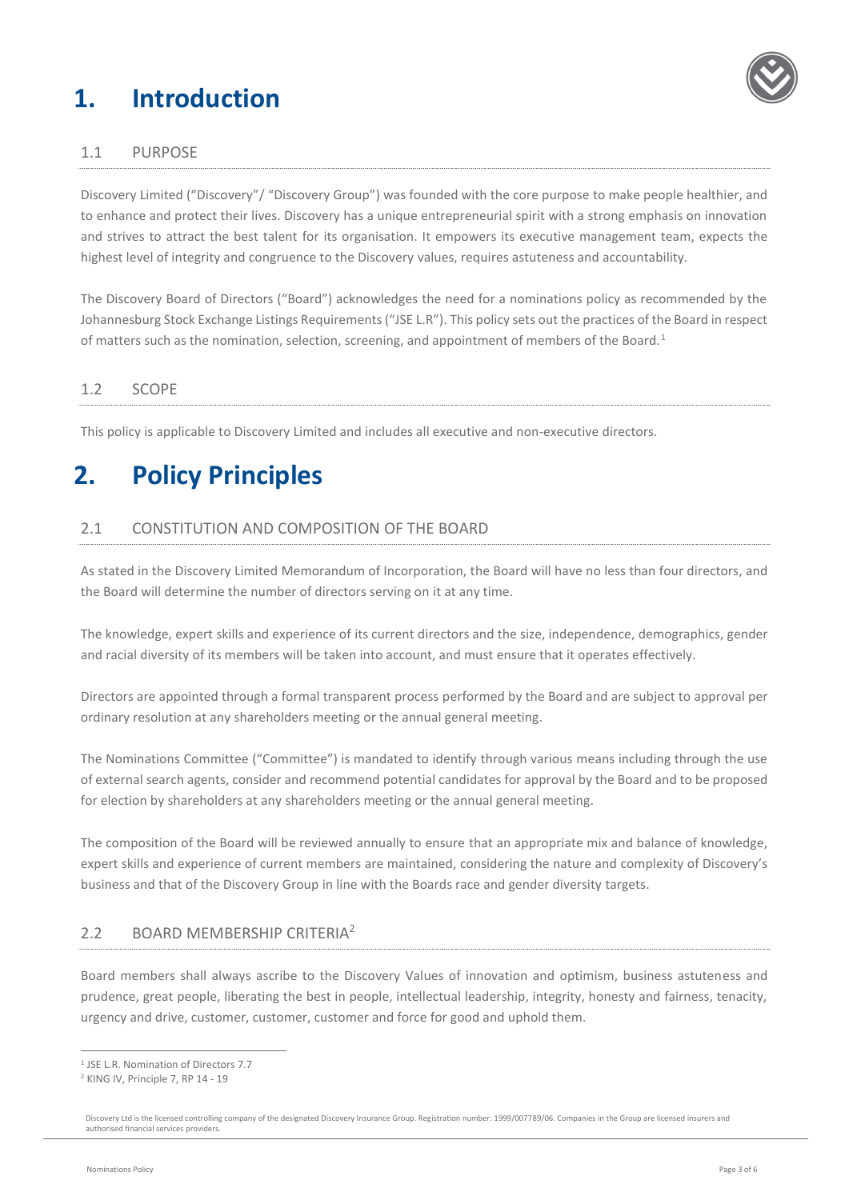# 1. Introduction

## 1.1 PURPOSE

Discovery Limited ("Discovery"/ "Discovery Group") was founded with the core purpose to make people healthier, and to enhance and protect their lives. Discovery has a unique entrepreneurial spirit with a strong emphasis on innovation and strives to attract the best talent for its organisation. It empowers its executive management team, expects the highest level of integrity and congruence to the Discovery values, requires astuteness and accountability.

The Discovery Board of Directors ("Board") acknowledges the need for a nominations policy as recommended by the Johannesburg Stock Exchange Listings Requirements ("JSE L.R"). This policy sets out the practices of the Board in respect of matters such as the nomination, selection, screening, and appointment of members of the Board.[1]

## 1.2 SCOPE

This policy is applicable to Discovery Limited and includes all executive and non-executive directors.

# 2. Policy Principles

## 2.1 CONSTITUTION AND COMPOSITION OF THE BOARD

As stated in the Discovery Limited Memorandum of Incorporation, the Board will have no less than four directors, and the Board will determine the number of directors serving on it at any time.

The knowledge, expert skills and experience of its current directors and the size, independence, demographics, gender and racial diversity of its members will be taken into account, and must ensure that it operates effectively.

Directors are appointed through a formal transparent process performed by the Board and are subject to approval per ordinary resolution at any shareholders meeting or the annual general meeting.

The Nominations Committee ("Committee") is mandated to identify through various means including through the use of external search agents, consider and recommend potential candidates for approval by the Board and to be proposed for election by shareholders at any shareholders meeting or the annual general meeting.

The composition of the Board will be reviewed annually to ensure that an appropriate mix and balance of knowledge, expert skills and experience of current members are maintained, considering the nature and complexity of Discovery's business and that of the Discovery Group in line with the Boards race and gender diversity targets.

## 2.2 BOARD MEMBERSHIP CRITERIA[2]

Board members shall always ascribe to the Discovery Values of innovation and optimism, business astuteness and prudence, great people, liberating the best in people, intellectual leadership, integrity, honesty and fairness, tenacity, urgency and drive, customer, customer, customer and force for good and uphold them.

---

[1] JSE L.R. Nomination of Directors 7.7

[2] KING IV, Principle 7, RP 14 - 19

Discovery Ltd is the licensed controlling company of the designated Discovery Insurance Group. Registration number: 1999/007789/06. Companies in the Group are licensed insurers and authorised financial services providers.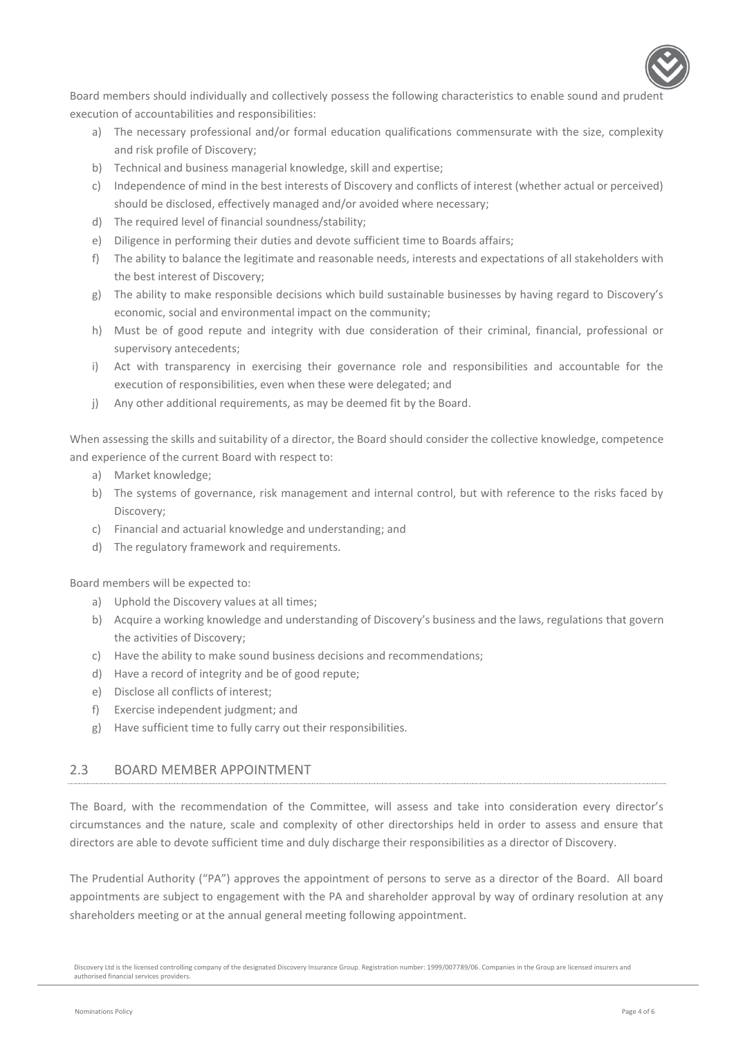Board members should individually and collectively possess the following characteristics to enable sound and prudent execution of accountabilities and responsibilities:

a) The necessary professional and/or formal education qualifications commensurate with the size, complexity and risk profile of Discovery;
b) Technical and business managerial knowledge, skill and expertise;
c) Independence of mind in the best interests of Discovery and conflicts of interest (whether actual or perceived) should be disclosed, effectively managed and/or avoided where necessary;
d) The required level of financial soundness/stability;
e) Diligence in performing their duties and devote sufficient time to Boards affairs;
f) The ability to balance the legitimate and reasonable needs, interests and expectations of all stakeholders with the best interest of Discovery;
g) The ability to make responsible decisions which build sustainable businesses by having regard to Discovery's economic, social and environmental impact on the community;
h) Must be of good repute and integrity with due consideration of their criminal, financial, professional or supervisory antecedents;
i) Act with transparency in exercising their governance role and responsibilities and accountable for the execution of responsibilities, even when these were delegated; and
j) Any other additional requirements, as may be deemed fit by the Board.

When assessing the skills and suitability of a director, the Board should consider the collective knowledge, competence and experience of the current Board with respect to:

a) Market knowledge;
b) The systems of governance, risk management and internal control, but with reference to the risks faced by Discovery;
c) Financial and actuarial knowledge and understanding; and
d) The regulatory framework and requirements.

Board members will be expected to:

a) Uphold the Discovery values at all times;
b) Acquire a working knowledge and understanding of Discovery's business and the laws, regulations that govern the activities of Discovery;
c) Have the ability to make sound business decisions and recommendations;
d) Have a record of integrity and be of good repute;
e) Disclose all conflicts of interest;
f) Exercise independent judgment; and
g) Have sufficient time to fully carry out their responsibilities.

## 2.3 BOARD MEMBER APPOINTMENT

The Board, with the recommendation of the Committee, will assess and take into consideration every director's circumstances and the nature, scale and complexity of other directorships held in order to assess and ensure that directors are able to devote sufficient time and duly discharge their responsibilities as a director of Discovery.

The Prudential Authority ("PA") approves the appointment of persons to serve as a director of the Board. All board appointments are subject to engagement with the PA and shareholder approval by way of ordinary resolution at any shareholders meeting or at the annual general meeting following appointment.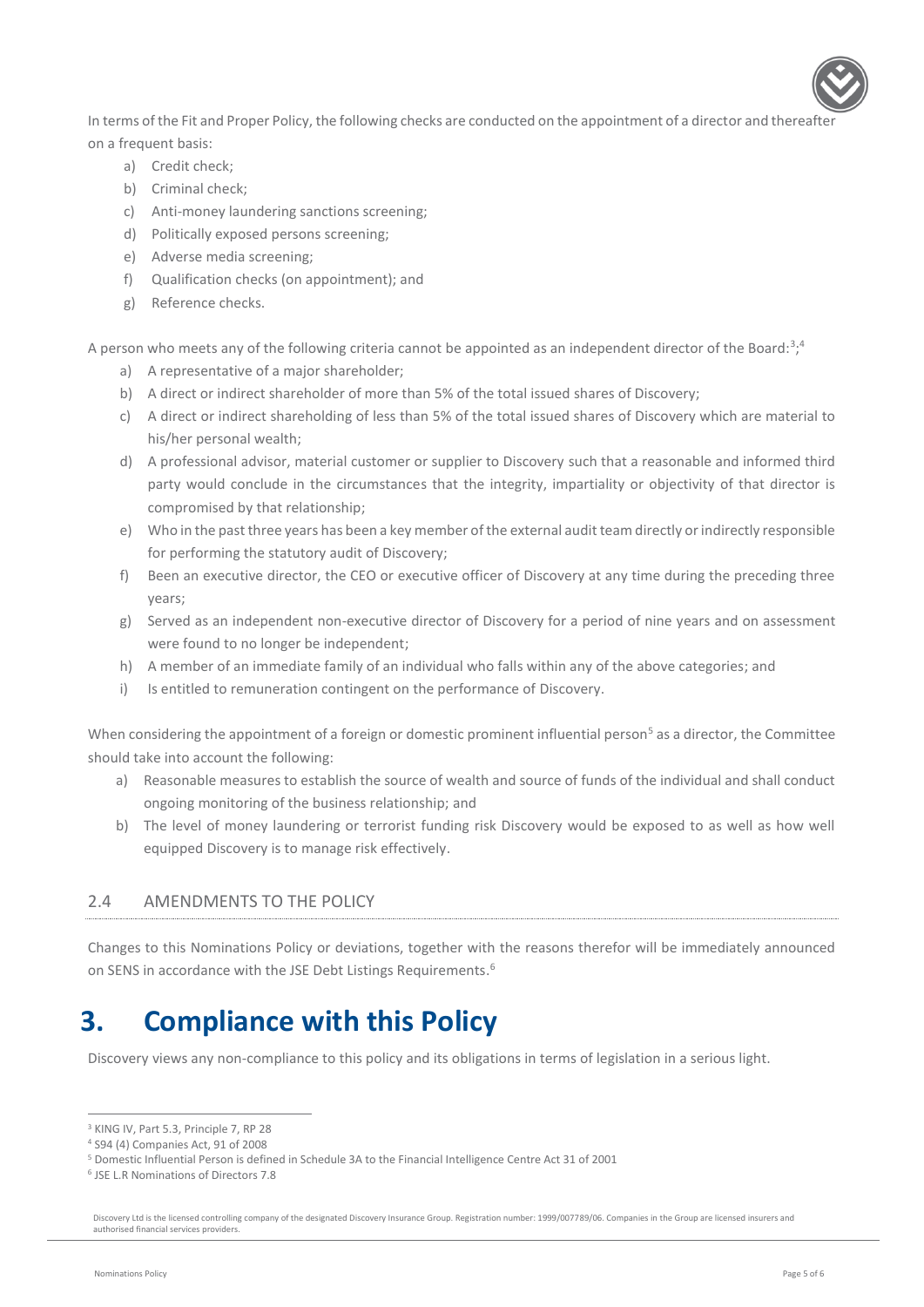In terms of the Fit and Proper Policy, the following checks are conducted on the appointment of a director and thereafter on a frequent basis:

a) Credit check;
b) Criminal check;
c) Anti-money laundering sanctions screening;
d) Politically exposed persons screening;
e) Adverse media screening;
f) Qualification checks (on appointment); and
g) Reference checks.

A person who meets any of the following criteria cannot be appointed as an independent director of the Board:[3];[4]

a) A representative of a major shareholder;
b) A direct or indirect shareholder of more than 5% of the total issued shares of Discovery;
c) A direct or indirect shareholding of less than 5% of the total issued shares of Discovery which are material to his/her personal wealth;
d) A professional advisor, material customer or supplier to Discovery such that a reasonable and informed third party would conclude in the circumstances that the integrity, impartiality or objectivity of that director is compromised by that relationship;
e) Who in the past three years has been a key member of the external audit team directly or indirectly responsible for performing the statutory audit of Discovery;
f) Been an executive director, the CEO or executive officer of Discovery at any time during the preceding three years;
g) Served as an independent non-executive director of Discovery for a period of nine years and on assessment were found to no longer be independent;
h) A member of an immediate family of an individual who falls within any of the above categories; and
i) Is entitled to remuneration contingent on the performance of Discovery.

When considering the appointment of a foreign or domestic prominent influential person[5] as a director, the Committee should take into account the following:

a) Reasonable measures to establish the source of wealth and source of funds of the individual and shall conduct ongoing monitoring of the business relationship; and
b) The level of money laundering or terrorist funding risk Discovery would be exposed to as well as how well equipped Discovery is to manage risk effectively.

## 2.4 AMENDMENTS TO THE POLICY

Changes to this Nominations Policy or deviations, together with the reasons therefor will be immediately announced on SENS in accordance with the JSE Debt Listings Requirements.[6]

# 3. Compliance with this Policy

Discovery views any non-compliance to this policy and its obligations in terms of legislation in a serious light.

---

[3] KING IV, Part 5.3, Principle 7, RP 28
[4] S94 (4) Companies Act, 91 of 2008
[5] Domestic Influential Person is defined in Schedule 3A to the Financial Intelligence Centre Act 31 of 2001
[6] JSE L.R Nominations of Directors 7.8

Discovery Ltd is the licensed controlling company of the designated Discovery Insurance Group. Registration number: 1999/007789/06. Companies in the Group are licensed insurers and authorised financial services providers.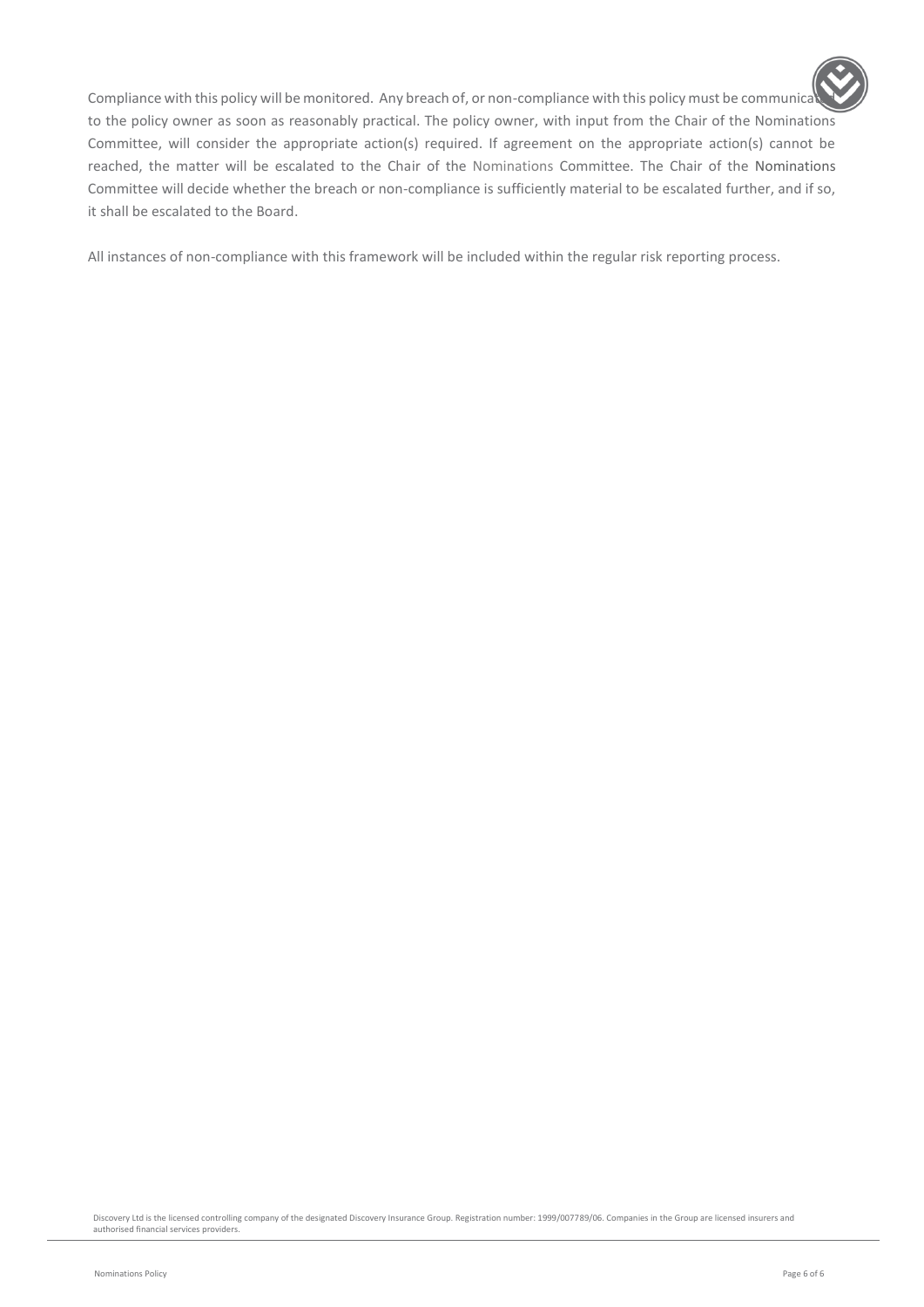Compliance with this policy will be monitored. Any breach of, or non-compliance with this policy must be communicated to the policy owner as soon as reasonably practical. The policy owner, with input from the Chair of the Nominations Committee, will consider the appropriate action(s) required. If agreement on the appropriate action(s) cannot be reached, the matter will be escalated to the Chair of the Nominations Committee. The Chair of the Nominations Committee will decide whether the breach or non-compliance is sufficiently material to be escalated further, and if so, it shall be escalated to the Board.

All instances of non-compliance with this framework will be included within the regular risk reporting process.